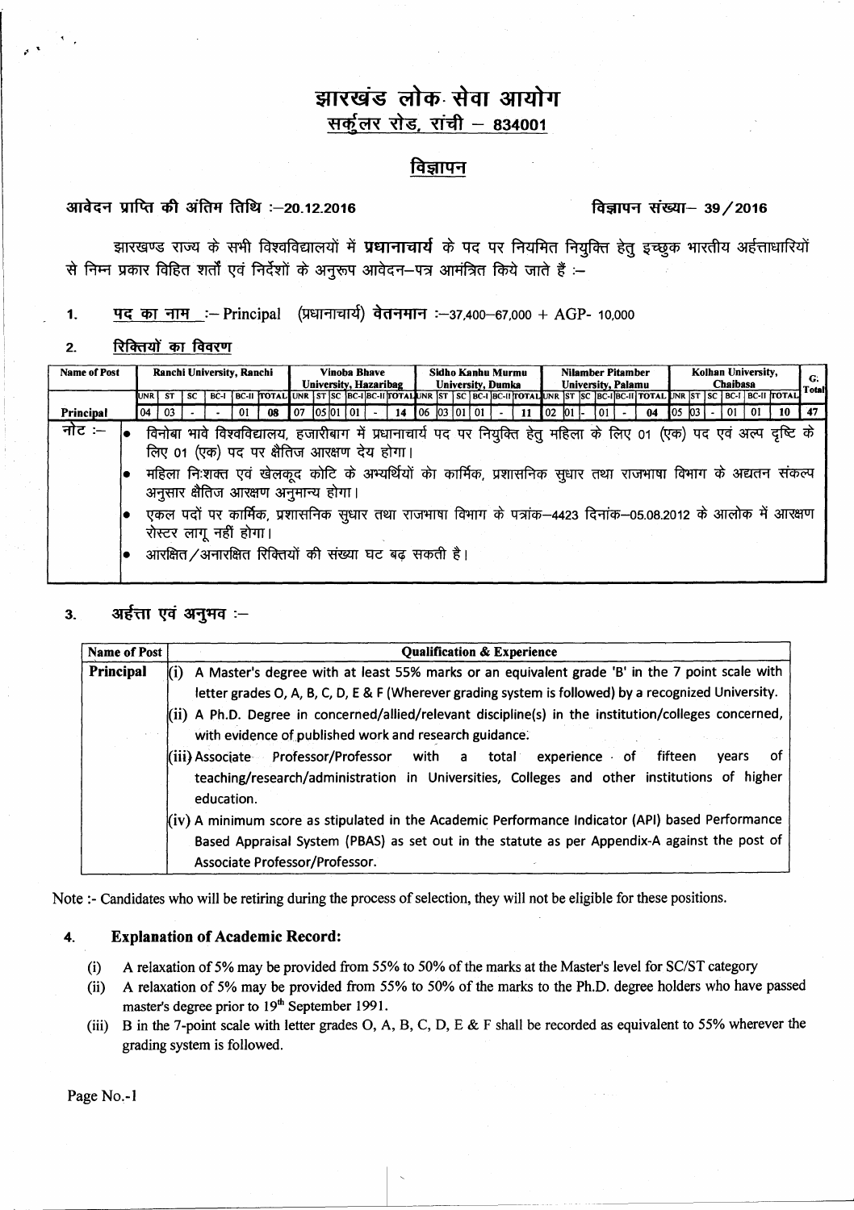# झारखंड लोक सेवा आयोग

## सर्कुलर रोड, रांची – 834001

## विज्ञापन

**आवेदन प्राप्ति की अंतिम तिथि :–20.12.2016** **विज्ञापन संख्या– 39/2016**

झारखण्ड राज्य के सभी विश्वविद्यालयों में **प्रधानाचार्य** के पद पर नियमित नियुक्ति हेतु इच्छुक भारतीय अर्हताधारियों से निम्न प्रकार विहित शर्तों एवं निर्देशों के अनुरूप आवेदन–पत्र आमंत्रित किये जाते हैं :–

1. **पद का नाम** :– Principal (प्रधानाचार्य) **वेतनमान** :–37,400–67,000 + AGP- 10,000

2. **रिक्तियों का विवरण**

| Name of Post | Ranchi University, Ranchi | | | | | | Vinoba Bhave University, Hazaribag | | | | | | Sidho Kanhu Murmu University, Dumka | | | | | | Nilamber Pitamber University, Palamu | | | | | | Kolhan University, Chaibasa | | | | | | G. Total |
|---|---|---|---|---|---|---|---|---|---|---|---|---|---|---|---|---|---|---|---|---|---|---|---|---|---|---|---|---|---|---|---|
| | UNR | ST | SC | BC-I | BC-II | TOTAL | UNR | ST | SC | BC-I | BC-II | TOTAL | UNR | ST | SC | BC-I | BC-II | TOTAL | UNR | ST | SC | BC-I | BC-II | TOTAL | UNR | ST | SC | BC-I | BC-II | TOTAL | |
| Principal | 04 | 03 | - | - | 01 | 08 | 07 | 05 | 01 | 01 | - | 14 | 06 | 03 | 01 | 01 | - | 11 | 02 | 01 | - | 01 | - | 04 | 05 | 03 | - | 01 | 01 | 10 | 47 |

नोट :–

- विनोबा भावे विश्वविद्यालय, हजारीबाग में प्रधानाचार्य पद पर नियुक्ति हेतु महिला के लिए 01 (एक) पद एवं अल्प दृष्टि के लिए 01 (एक) पद पर क्षैतिज आरक्षण देय होगा।
- महिला निःशक्त एवं खेलकूद कोटि के अभ्यर्थियों को कार्मिक, प्रशासनिक सुधार तथा राजभाषा विभाग के अद्यतन संकल्प अनुसार क्षैतिज आरक्षण अनुमान्य होगा।
- एकल पदों पर कार्मिक, प्रशासनिक सुधार तथा राजभाषा विभाग के पत्रांक–4423 दिनांक–05.08.2012 के आलोक में आरक्षण रोस्टर लागू नहीं होगा।
- आरक्षित/अनारक्षित रिक्तियों की संख्या घट बढ़ सकती है।

3. **अर्हत्ता एवं अनुभव** :–

| Name of Post | Qualification & Experience |
|---|---|
| **Principal** | (i) A Master's degree with at least 55% marks or an equivalent grade 'B' in the 7 point scale with letter grades O, A, B, C, D, E & F (Wherever grading system is followed) by a recognized University.<br>(ii) A Ph.D. Degree in concerned/allied/relevant discipline(s) in the institution/colleges concerned, with evidence of published work and research guidance.<br>(iii) Associate Professor/Professor with a total experience of fifteen years of teaching/research/administration in Universities, Colleges and other institutions of higher education.<br>(iv) A minimum score as stipulated in the Academic Performance Indicator (API) based Performance Based Appraisal System (PBAS) as set out in the statute as per Appendix-A against the post of Associate Professor/Professor. |

Note :- Candidates who will be retiring during the process of selection, they will not be eligible for these positions.

4. **Explanation of Academic Record:**

   (i) A relaxation of 5% may be provided from 55% to 50% of the marks at the Master's level for SC/ST category

   (ii) A relaxation of 5% may be provided from 55% to 50% of the marks to the Ph.D. degree holders who have passed master's degree prior to 19th September 1991.

   (iii) B in the 7-point scale with letter grades O, A, B, C, D, E & F shall be recorded as equivalent to 55% wherever the grading system is followed.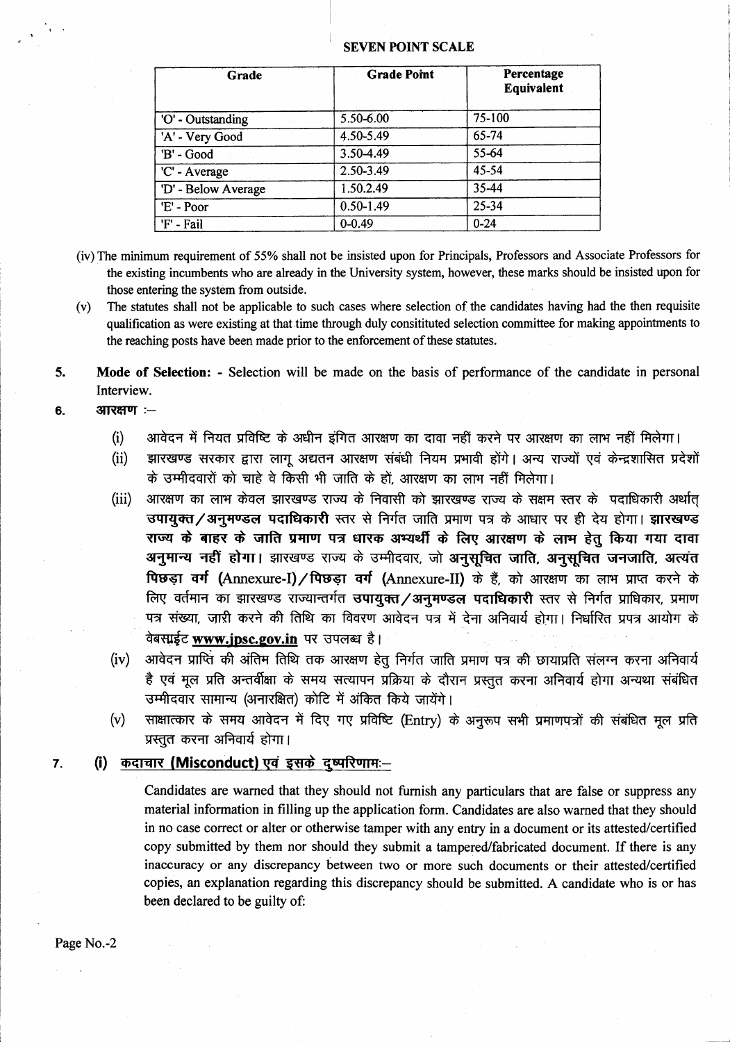**SEVEN POINT SCALE**

| Grade | Grade Point | Percentage Equivalent |
|---|---|---|
| 'O' - Outstanding | 5.50-6.00 | 75-100 |
| 'A' - Very Good | 4.50-5.49 | 65-74 |
| 'B' - Good | 3.50-4.49 | 55-64 |
| 'C' - Average | 2.50-3.49 | 45-54 |
| 'D' - Below Average | 1.50.2.49 | 35-44 |
| 'E' - Poor | 0.50-1.49 | 25-34 |
| 'F' - Fail | 0-0.49 | 0-24 |

(iv) The minimum requirement of 55% shall not be insisted upon for Principals, Professors and Associate Professors for the existing incumbents who are already in the University system, however, these marks should be insisted upon for those entering the system from outside.

(v) The statutes shall not be applicable to such cases where selection of the candidates having had the then requisite qualification as were existing at that time through duly consititutted selection committee for making appointments to the reaching posts have been made prior to the enforcement of these statutes.

5. **Mode of Selection: -** Selection will be made on the basis of performance of the candidate in personal Interview.

6. **आरक्षण :–**

(i) आवेदन में नियत प्रविष्टि के अधीन इंगित आरक्षण का दावा नहीं करने पर आरक्षण का लाभ नहीं मिलेगा।

(ii) झारखण्ड सरकार द्वारा लागू अद्यतन आरक्षण संबंधी नियम प्रभावी होंगे। अन्य राज्यों एवं केन्द्रशासित प्रदेशों के उम्मीदवारों को चाहे वे किसी भी जाति के हों, आरक्षण का लाभ नहीं मिलेगा।

(iii) आरक्षण का लाभ केवल झारखण्ड राज्य के निवासी को झारखण्ड राज्य के सक्षम स्तर के पदाधिकारी अर्थात् **उपायुक्त/अनुमण्डल पदाधिकारी** स्तर से निर्गत जाति प्रमाण पत्र के आधार पर ही देय होगा। **झारखण्ड राज्य के बाहर के जाति प्रमाण पत्र धारक अभ्यर्थी के लिए आरक्षण के लाभ हेतु किया गया दावा अनुमान्य नहीं होगा।** झारखण्ड राज्य के उम्मीदवार, जो **अनुसूचित जाति, अनुसूचित जनजाति, अत्यंत पिछड़ा वर्ग** (Annexure-I)/**पिछड़ा वर्ग** (Annexure-II) के हैं, को आरक्षण का लाभ प्राप्त करने के लिए वर्तमान का झारखण्ड राज्यान्तर्गत **उपायुक्त/अनुमण्डल पदाधिकारी** स्तर से निर्गत प्राधिकार, प्रमाण पत्र संख्या, जारी करने की तिथि का विवरण आवेदन पत्र में देना अनिवार्य होगा। निर्धारित प्रपत्र आयोग के वेबसाईट **www.jpsc.gov.in** पर उपलब्ध है।

(iv) आवेदन प्राप्ति की अंतिम तिथि तक आरक्षण हेतु निर्गत जाति प्रमाण पत्र की छायाप्रति संलग्न करना अनिवार्य है एवं मूल प्रति अन्तर्वीक्षा के समय सत्यापन प्रक्रिया के दौरान प्रस्तुत करना अनिवार्य होगा अन्यथा संबंधित उम्मीदवार सामान्य (अनारक्षित) कोटि में अंकित किये जायेंगे।

(v) साक्षात्कार के समय आवेदन में दिए गए प्रविष्टि (Entry) के अनुरूप सभी प्रमाणपत्रों की संबंधित मूल प्रति प्रस्तुत करना अनिवार्य होगा।

7. **(i) कदाचार (Misconduct) एवं इसके दुष्परिणामः–**

Candidates are warned that they should not furnish any particulars that are false or suppress any material information in filling up the application form. Candidates are also warned that they should in no case correct or alter or otherwise tamper with any entry in a document or its attested/certified copy submitted by them nor should they submit a tampered/fabricated document. If there is any inaccuracy or any discrepancy between two or more such documents or their attested/certified copies, an explanation regarding this discrepancy should be submitted. A candidate who is or has been declared to be guilty of: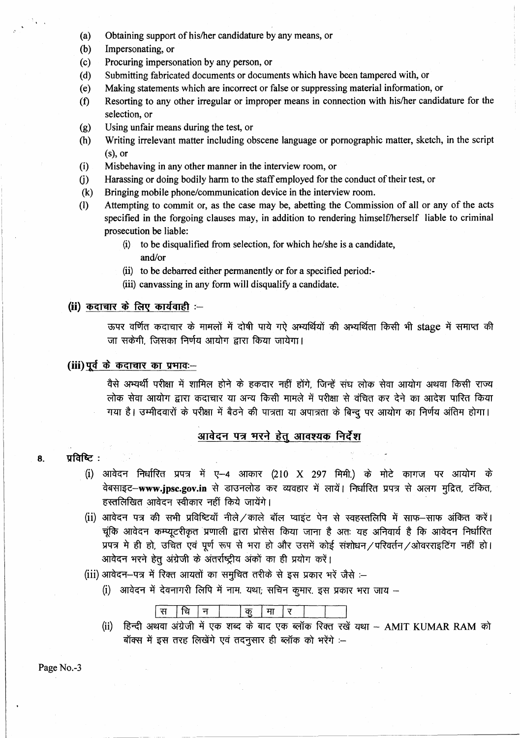(a) Obtaining support of his/her candidature by any means, or
(b) Impersonating, or
(c) Procuring impersonation by any person, or
(d) Submitting fabricated documents or documents which have been tampered with, or
(e) Making statements which are incorrect or false or suppressing material information, or
(f) Resorting to any other irregular or improper means in connection with his/her candidature for the selection, or
(g) Using unfair means during the test, or
(h) Writing irrelevant matter including obscene language or pornographic matter, sketch, in the script (s), or
(i) Misbehaving in any other manner in the interview room, or
(j) Harassing or doing bodily harm to the staff employed for the conduct of their test, or
(k) Bringing mobile phone/communication device in the interview room.
(l) Attempting to commit or, as the case may be, abetting the Commission of all or any of the acts specified in the forgoing clauses may, in addition to rendering himself/herself liable to criminal prosecution be liable:
    (i) to be disqualified from selection, for which he/she is a candidate, and/or
    (ii) to be debarred either permanently or for a specified period:-
    (iii) canvassing in any form will disqualify a candidate.

**(ii) <u>कदाचार के लिए कार्यवाही</u> :–**

ऊपर वर्णित कदाचार के मामलों में दोषी पाये गऐ अभ्यर्थियों की अभ्यर्थिता किसी भी stage में समाप्त की जा सकेगी, जिसका निर्णय आयोग द्वारा किया जायेगा।

**(iii) <u>पूर्व के कदाचार का प्रभावः</u>–**

वैसे अभ्यर्थी परीक्षा में शामिल होने के हकदार नहीं होंगे, जिन्हें संघ लोक सेवा आयोग अथवा किसी राज्य लोक सेवा आयोग द्वारा कदाचार या अन्य किसी मामले में परीक्षा से वंचित कर देने का आदेश पारित किया गया है। उम्मीदवारों के परीक्षा में बैठने की पात्रता या अपात्रता के बिन्दु पर आयोग का निर्णय अंतिम होगा।

## <u>आवेदन पत्र भरने हेतु आवश्यक निर्देश</u>

**8. प्रविष्टि :**

(i) आवेदन निर्धारित प्रपत्र में ए–4 आकार (210 X 297 मिमी.) के मोटे कागज पर आयोग के वेबसाइट–**www.jpsc.gov.in** से डाउनलोड कर व्यवहार में लायें। निर्धारित प्रपत्र से अलग मुद्रित, टंकित, हस्तलिखित आवेदन स्वीकार नहीं किये जायेंगे।

(ii) आवेदन पत्र की सभी प्रविष्टियाँ नीले/काले बॉल प्वाइंट पेन से स्वहस्तलिपि में साफ–साफ अंकित करें। चूंकि आवेदन कम्प्यूटरीकृत प्रणाली द्वारा प्रोसेस किया जाना है अतः यह अनिवार्य है कि आवेदन निर्धारित प्रपत्र मे ही हो, उचित एवं पूर्ण रूप से भरा हो और उसमें कोई संशोधन/परिवर्तन/ओवरराइटिंग नहीं हो। आवेदन भरने हेतु अंग्रेजी के अंतर्राष्ट्रीय अंकों का ही प्रयोग करें।

(iii) आवेदन–पत्र में रिक्त आयतों का समुचित तरीके से इस प्रकार भरें जैसे :–

(i) आवेदन में देवनागरी लिपि में नाम. यथा; सचिन कुमार. इस प्रकार भरा जाय –

| स | चि | न | | कु | मा | र | | | |
|---|---|---|---|---|---|---|---|---|---|

(ii) हिन्दी अथवा अंग्रेजी में एक शब्द के बाद एक ब्लॉक रिक्त रखें यथा – AMIT KUMAR RAM को बॉक्स में इस तरह लिखेंगे एवं तदनुसार ही ब्लॉक को भरेंगे :–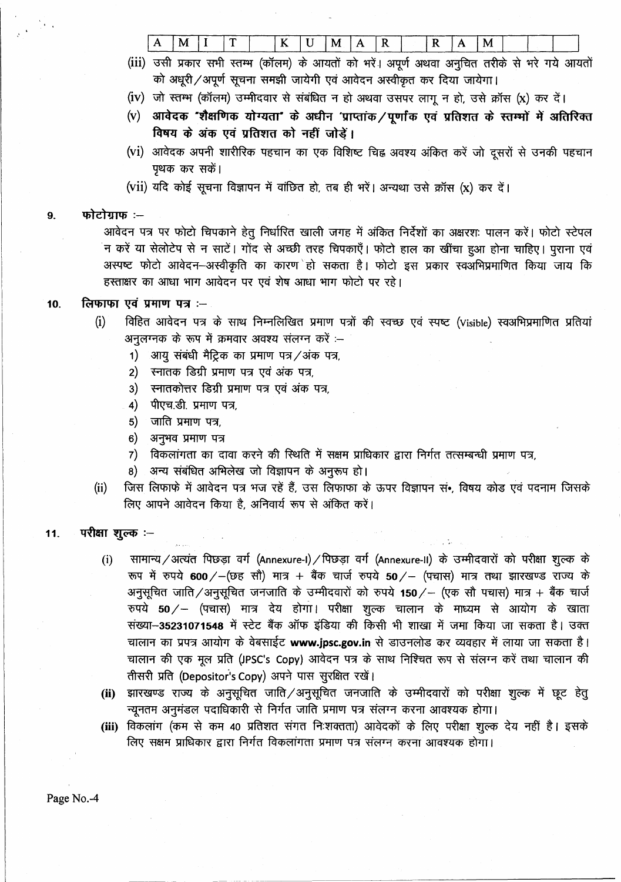| A | M | I | T | | K | U | M | A | R | | R | A | M | | | | |
|---|---|---|---|---|---|---|---|---|---|---|---|---|---|---|---|---|---|

(iii) उसी प्रकार सभी स्तम्भ (कॉलम) के आयतों को भरें। अपूर्ण अथवा अनुचित तरीके से भरे गये आयतों को अधूरी/अपूर्ण सूचना समझी जायेगी एवं आवेदन अस्वीकृत कर दिया जायेगा।

(iv) जो स्तम्भ (कॉलम) उम्मीदवार से संबंधित न हो अथवा उसपर लागू न हो, उसे क्रॉस (x) कर दें।

(v) **आवेदक "शैक्षणिक योग्यता" के अधीन 'प्राप्तांक/पूर्णांक एवं प्रतिशत के स्तम्भों में अतिरिक्त विषय के अंक एवं प्रतिशत को नहीं जोड़ें।**

(vi) आवेदक अपनी शारीरिक पहचान का एक विशिष्ट चिह्न अवश्य अंकित करें जो दूसरों से उनकी पहचान पृथक कर सकें।

(vii) यदि कोई सूचना विज्ञापन में वांछित हो, तब ही भरें। अन्यथा उसे क्रॉस (x) कर दें।

**9. फोटोग्राफ :–**

आवेदन पत्र पर फोटो चिपकाने हेतु निर्धारित खाली जगह में अंकित निर्देशों का अक्षरशः पालन करें। फोटो स्टेपल न करें या सेलोटेप से न साटें। गोंद से अच्छी तरह चिपकाएँ। फोटो हाल का खींचा हुआ होना चाहिए। पुराना एवं अस्पष्ट फोटो आवेदन–अस्वीकृति का कारण हो सकता है। फोटो इस प्रकार स्वअभिप्रमाणित किया जाय कि हस्ताक्षर का आधा भाग आवेदन पर एवं शेष आधा भाग फोटो पर रहे।

**10. लिफाफा एवं प्रमाण पत्र :–**

(i) विहित आवेदन पत्र के साथ निम्नलिखित प्रमाण पत्रों की स्वच्छ एवं स्पष्ट (Visible) स्वअभिप्रमाणित प्रतियां अनुलग्नक के रूप में क्रमवार अवश्य संलग्न करें :–

1) आयु संबंधी मैट्रिक का प्रमाण पत्र/अंक पत्र,
2) स्नातक डिग्री प्रमाण पत्र एवं अंक पत्र,
3) स्नातकोत्तर डिग्री प्रमाण पत्र एवं अंक पत्र,
4) पीएच.डी. प्रमाण पत्र,
5) जाति प्रमाण पत्र,
6) अनुभव प्रमाण पत्र
7) विकलांगता का दावा करने की स्थिति में सक्षम प्राधिकार द्वारा निर्गत तत्सम्बन्धी प्रमाण पत्र,
8) अन्य संबंधित अभिलेख जो विज्ञापन के अनुरूप हो।

(ii) जिस लिफाफे में आवेदन पत्र भज रहें हैं, उस लिफाफा के ऊपर विज्ञापन सं॰, विषय कोड एवं पदनाम जिसके लिए आपने आवेदन किया है, अनिवार्य रूप से अंकित करें।

**11. परीक्षा शुल्क :–**

(i) सामान्य/अत्यंत पिछड़ा वर्ग (Annexure-I)/पिछड़ा वर्ग (Annexure-II) के उम्मीदवारों को परीक्षा शुल्क के रूप में रुपये **600**/–(छह सौ) मात्र + बैंक चार्ज रुपये **50**/– (पचास) मात्र तथा झारखण्ड राज्य के अनुसूचित जाति/अनुसूचित जनजाति के उम्मीदवारों को रुपये **150**/– (एक सौ पचास) मात्र + बैंक चार्ज रुपये **50**/– (पचास) मात्र देय होगा। परीक्षा शुल्क चालान के माध्यम से आयोग के खाता संख्या–**35231071548** में स्टेट बैंक ऑफ इंडिया की किसी भी शाखा में जमा किया जा सकता है। उक्त चालान का प्रपत्र आयोग के वेबसाईट **www.jpsc.gov.in** से डाउनलोड कर व्यवहार में लाया जा सकता है। चालान की एक मूल प्रति (JPSC's Copy) आवेदन पत्र के साथ निश्चित रूप से संलग्न करें तथा चालान की तीसरी प्रति (Depositor's Copy) अपने पास सुरक्षित रखें।

**(ii)** झारखण्ड राज्य के अनुसूचित जाति/अनुसूचित जनजाति के उम्मीदवारों को परीक्षा शुल्क में छूट हेतु न्यूनतम अनुमंडल पदाधिकारी से निर्गत जाति प्रमाण पत्र संलग्न करना आवश्यक होगा।

**(iii)** विकलांग (कम से कम 40 प्रतिशत संगत निःशक्तता) आवेदकों के लिए परीक्षा शुल्क देय नहीं है। इसके लिए सक्षम प्राधिकार द्वारा निर्गत विकलांगता प्रमाण पत्र संलग्न करना आवश्यक होगा।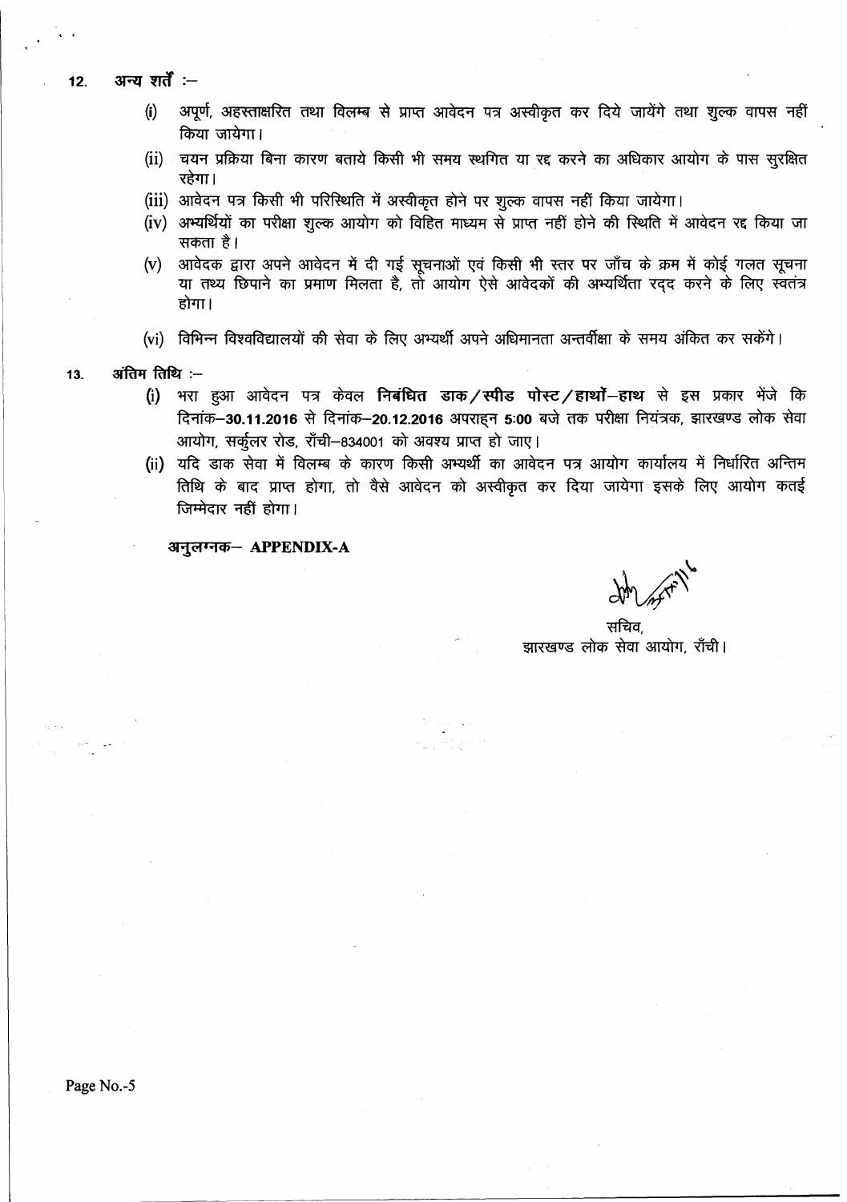**12. अन्य शर्तें :–**

(i) अपूर्ण, अहस्ताक्षरित तथा विलम्ब से प्राप्त आवेदन पत्र अस्वीकृत कर दिये जायेंगे तथा शुल्क वापस नहीं किया जायेगा।

(ii) चयन प्रक्रिया बिना कारण बताये किसी भी समय स्थगित या रद्द करने का अधिकार आयोग के पास सुरक्षित रहेगा।

(iii) आवेदन पत्र किसी भी परिस्थिति में अस्वीकृत होने पर शुल्क वापस नहीं किया जायेगा।

(iv) अभ्यर्थियों का परीक्षा शुल्क आयोग को विहित माध्यम से प्राप्त नहीं होने की स्थिति में आवेदन रद्द किया जा सकता है।

(v) आवेदक द्वारा अपने आवेदन में दी गई सूचनाओं एवं किसी भी स्तर पर जाँच के क्रम में कोई गलत सूचना या तथ्य छिपाने का प्रमाण मिलता है, तो आयोग ऐसे आवेदकों की अभ्यर्थिता रद्द करने के लिए स्वतंत्र होगा।

(vi) विभिन्न विश्वविद्यालयों की सेवा के लिए अभ्यर्थी अपने अधिमानता अन्तर्वीक्षा के समय अंकित कर सकेंगे।

**13. अंतिम तिथि :–**

(i) भरा हुआ आवेदन पत्र केवल **निबंधित डाक/स्पीड पोस्ट/हाथों–हाथ** से इस प्रकार भेंजे कि दिनांक–**30.11.2016** से दिनांक–**20.12.2016** अपराह्न **5:00** बजे तक परीक्षा नियंत्रक, झारखण्ड लोक सेवा आयोग, सर्कुलर रोड, राँची–834001 को अवश्य प्राप्त हो जाए।

(ii) यदि डाक सेवा में विलम्ब के कारण किसी अभ्यर्थी का आवेदन पत्र आयोग कार्यालय में निर्धारित अन्तिम तिथि के बाद प्राप्त होगा, तो वैसे आवेदन को अस्वीकृत कर दिया जायेगा इसके लिए आयोग कतई जिम्मेदार नहीं होगा।

**अनुलग्नक– APPENDIX-A**

सचिव,
झारखण्ड लोक सेवा आयोग, राँची।